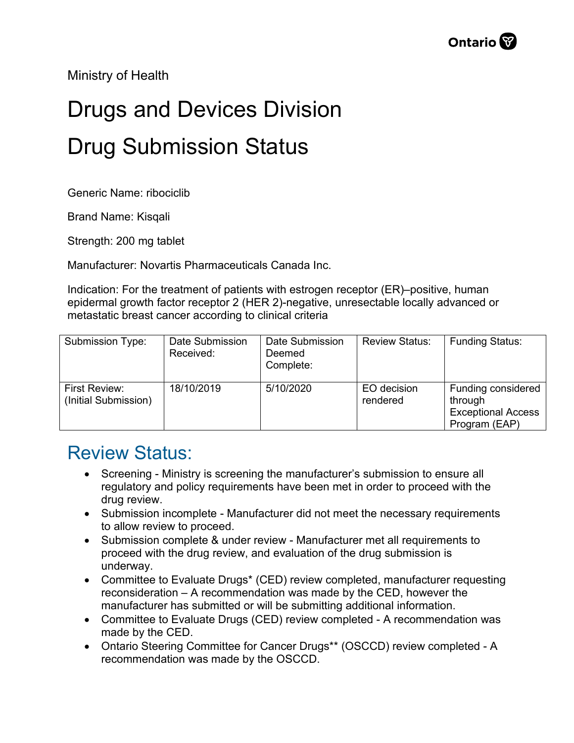Ministry of Health

# Drugs and Devices Division

# Drug Submission Status

Generic Name: ribociclib

Brand Name: Kisqali

Strength: 200 mg tablet

Manufacturer: Novartis Pharmaceuticals Canada Inc.

Indication: For the treatment of patients with estrogen receptor (ER)–positive, human epidermal growth factor receptor 2 (HER 2)-negative, unresectable locally advanced or metastatic breast cancer according to clinical criteria

| Submission Type: | Date Submission Received: | Date Submission Deemed Complete: | Review Status: | Funding Status: |
|---|---|---|---|---|
| First Review: (Initial Submission) | 18/10/2019 | 5/10/2020 | EO decision rendered | Funding considered through Exceptional Access Program (EAP) |

## Review Status:

- Screening - Ministry is screening the manufacturer's submission to ensure all regulatory and policy requirements have been met in order to proceed with the drug review.
- Submission incomplete - Manufacturer did not meet the necessary requirements to allow review to proceed.
- Submission complete & under review - Manufacturer met all requirements to proceed with the drug review, and evaluation of the drug submission is underway.
- Committee to Evaluate Drugs* (CED) review completed, manufacturer requesting reconsideration – A recommendation was made by the CED, however the manufacturer has submitted or will be submitting additional information.
- Committee to Evaluate Drugs (CED) review completed - A recommendation was made by the CED.
- Ontario Steering Committee for Cancer Drugs** (OSCCD) review completed - A recommendation was made by the OSCCD.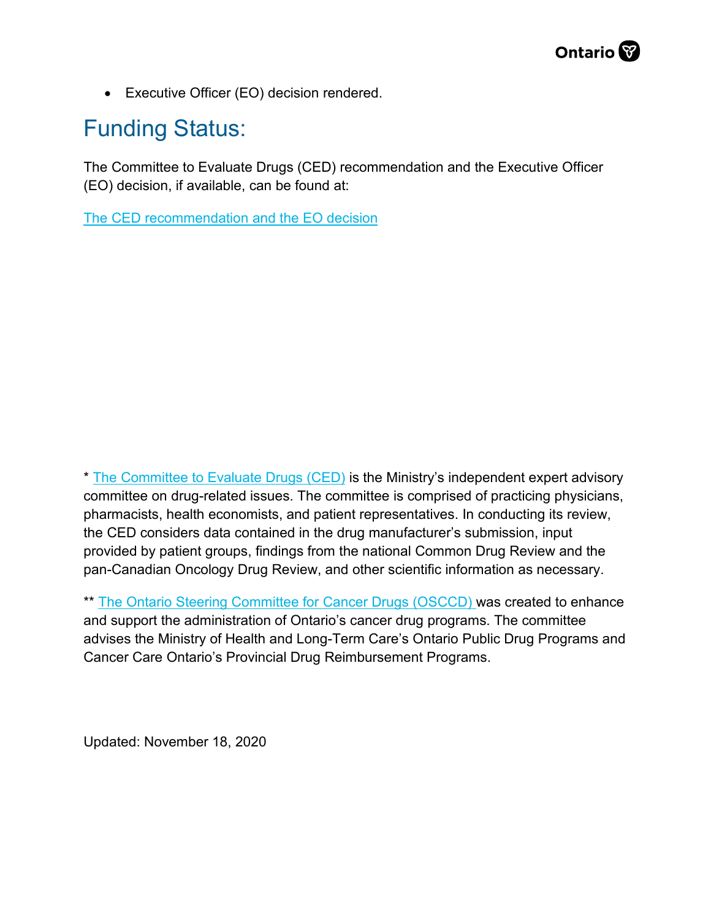- Executive Officer (EO) decision rendered.

## Funding Status:

The Committee to Evaluate Drugs (CED) recommendation and the Executive Officer (EO) decision, if available, can be found at:

The CED recommendation and the EO decision

* The Committee to Evaluate Drugs (CED) is the Ministry's independent expert advisory committee on drug-related issues. The committee is comprised of practicing physicians, pharmacists, health economists, and patient representatives. In conducting its review, the CED considers data contained in the drug manufacturer's submission, input provided by patient groups, findings from the national Common Drug Review and the pan-Canadian Oncology Drug Review, and other scientific information as necessary.

** The Ontario Steering Committee for Cancer Drugs (OSCCD) was created to enhance and support the administration of Ontario's cancer drug programs. The committee advises the Ministry of Health and Long-Term Care's Ontario Public Drug Programs and Cancer Care Ontario's Provincial Drug Reimbursement Programs.

Updated: November 18, 2020